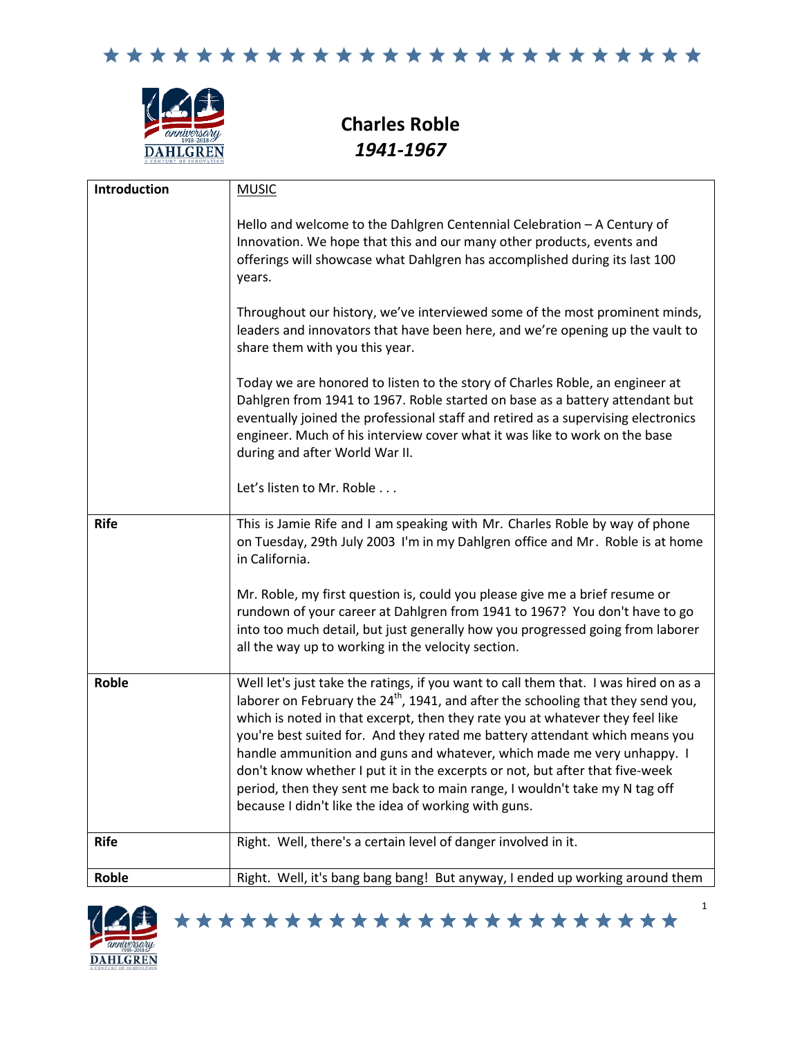# Charles Roble

## *1941-1967*

| Introduction | MUSIC<br><br>Hello and welcome to the Dahlgren Centennial Celebration – A Century of Innovation. We hope that this and our many other products, events and offerings will showcase what Dahlgren has accomplished during its last 100 years.<br><br>Throughout our history, we've interviewed some of the most prominent minds, leaders and innovators that have been here, and we're opening up the vault to share them with you this year.<br><br>Today we are honored to listen to the story of Charles Roble, an engineer at Dahlgren from 1941 to 1967. Roble started on base as a battery attendant but eventually joined the professional staff and retired as a supervising electronics engineer. Much of his interview cover what it was like to work on the base during and after World War II.<br><br>Let's listen to Mr. Roble . . . |
|---|---|
| **Rife** | This is Jamie Rife and I am speaking with Mr. Charles Roble by way of phone on Tuesday, 29th July 2003 I'm in my Dahlgren office and Mr. Roble is at home in California.<br><br>Mr. Roble, my first question is, could you please give me a brief resume or rundown of your career at Dahlgren from 1941 to 1967? You don't have to go into too much detail, but just generally how you progressed going from laborer all the way up to working in the velocity section. |
| **Roble** | Well let's just take the ratings, if you want to call them that. I was hired on as a laborer on February the 24th, 1941, and after the schooling that they send you, which is noted in that excerpt, then they rate you at whatever they feel like you're best suited for. And they rated me battery attendant which means you handle ammunition and guns and whatever, which made me very unhappy. I don't know whether I put it in the excerpts or not, but after that five-week period, then they sent me back to main range, I wouldn't take my N tag off because I didn't like the idea of working with guns. |
| **Rife** | Right. Well, there's a certain level of danger involved in it. |
| **Roble** | Right. Well, it's bang bang bang! But anyway, I ended up working around them |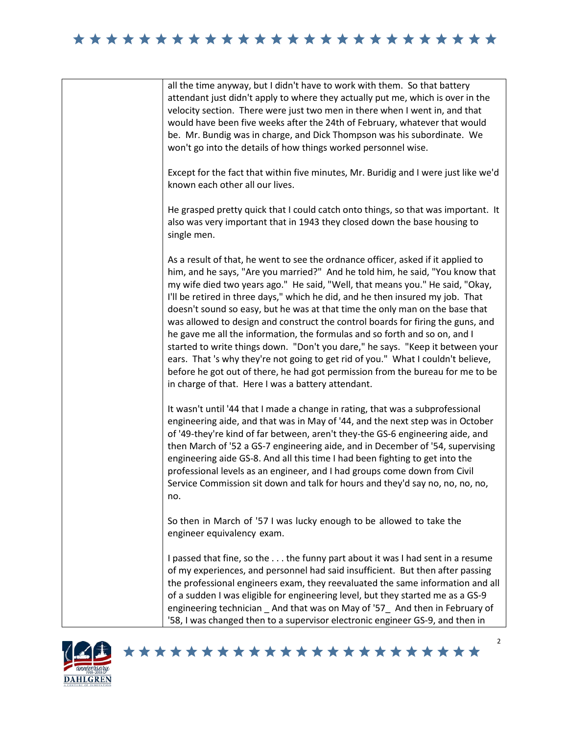all the time anyway, but I didn't have to work with them. So that battery attendant just didn't apply to where they actually put me, which is over in the velocity section. There were just two men in there when I went in, and that would have been five weeks after the 24th of February, whatever that would be. Mr. Bundig was in charge, and Dick Thompson was his subordinate. We won't go into the details of how things worked personnel wise.

Except for the fact that within five minutes, Mr. Buridig and I were just like we'd known each other all our lives.

He grasped pretty quick that I could catch onto things, so that was important. It also was very important that in 1943 they closed down the base housing to single men.

As a result of that, he went to see the ordnance officer, asked if it applied to him, and he says, "Are you married?" And he told him, he said, "You know that my wife died two years ago." He said, "Well, that means you." He said, "Okay, I'll be retired in three days," which he did, and he then insured my job. That doesn't sound so easy, but he was at that time the only man on the base that was allowed to design and construct the control boards for firing the guns, and he gave me all the information, the formulas and so forth and so on, and I started to write things down. "Don't you dare," he says. "Keep it between your ears. That 's why they're not going to get rid of you." What I couldn't believe, before he got out of there, he had got permission from the bureau for me to be in charge of that. Here I was a battery attendant.

It wasn't until '44 that I made a change in rating, that was a subprofessional engineering aide, and that was in May of '44, and the next step was in October of '49-they're kind of far between, aren't they-the GS-6 engineering aide, and then March of '52 a GS-7 engineering aide, and in December of '54, supervising engineering aide GS-8. And all this time I had been fighting to get into the professional levels as an engineer, and I had groups come down from Civil Service Commission sit down and talk for hours and they'd say no, no, no, no, no.

So then in March of '57 I was lucky enough to be allowed to take the engineer equivalency exam.

I passed that fine, so the . . . the funny part about it was I had sent in a resume of my experiences, and personnel had said insufficient. But then after passing the professional engineers exam, they reevaluated the same information and all of a sudden I was eligible for engineering level, but they started me as a GS-9 engineering technician _ And that was on May of '57_ And then in February of '58, I was changed then to a supervisor electronic engineer GS-9, and then in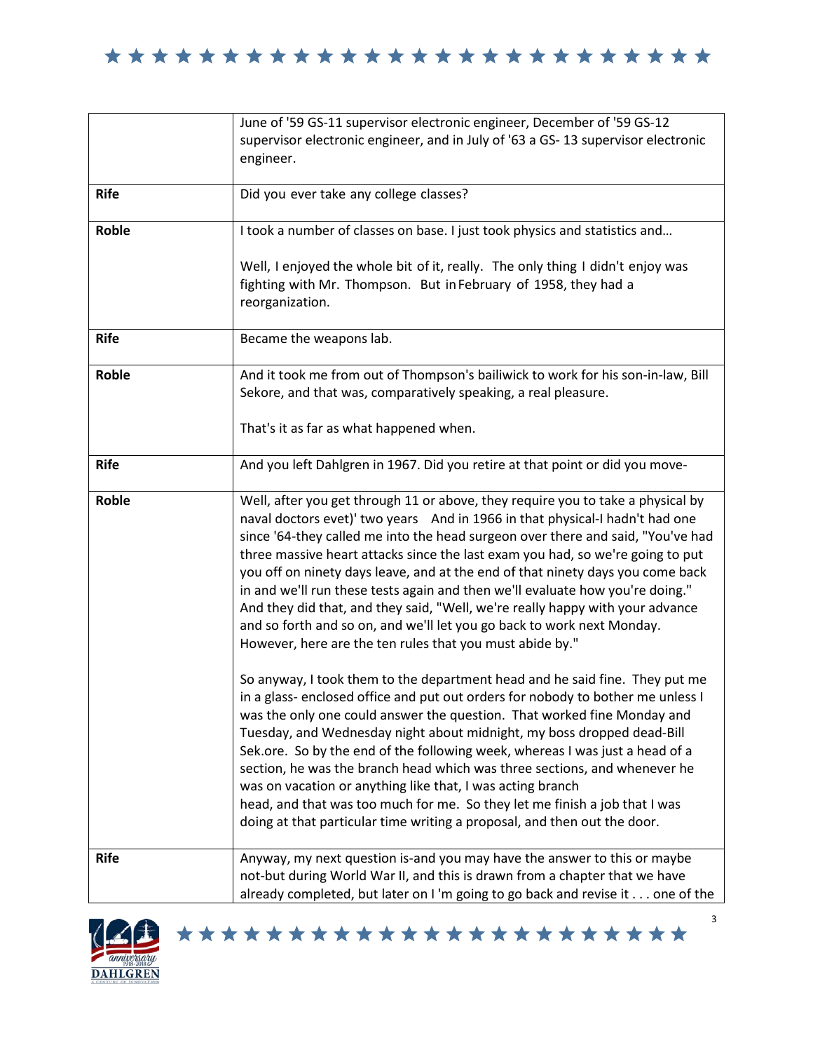| | |
|---|---|
| | June of '59 GS-11 supervisor electronic engineer, December of '59 GS-12 supervisor electronic engineer, and in July of '63 a GS- 13 supervisor electronic engineer. |
| **Rife** | Did you ever take any college classes? |
| **Roble** | I took a number of classes on base. I just took physics and statistics and…<br><br>Well, I enjoyed the whole bit of it, really. The only thing I didn't enjoy was fighting with Mr. Thompson. But in February of 1958, they had a reorganization. |
| **Rife** | Became the weapons lab. |
| **Roble** | And it took me from out of Thompson's bailiwick to work for his son-in-law, Bill Sekore, and that was, comparatively speaking, a real pleasure.<br><br>That's it as far as what happened when. |
| **Rife** | And you left Dahlgren in 1967. Did you retire at that point or did you move- |
| **Roble** | Well, after you get through 11 or above, they require you to take a physical by naval doctors evet)' two years And in 1966 in that physical-I hadn't had one since '64-they called me into the head surgeon over there and said, "You've had three massive heart attacks since the last exam you had, so we're going to put you off on ninety days leave, and at the end of that ninety days you come back in and we'll run these tests again and then we'll evaluate how you're doing." And they did that, and they said, "Well, we're really happy with your advance and so forth and so on, and we'll let you go back to work next Monday. However, here are the ten rules that you must abide by."<br><br>So anyway, I took them to the department head and he said fine. They put me in a glass- enclosed office and put out orders for nobody to bother me unless I was the only one could answer the question. That worked fine Monday and Tuesday, and Wednesday night about midnight, my boss dropped dead-Bill Sek.ore. So by the end of the following week, whereas I was just a head of a section, he was the branch head which was three sections, and whenever he was on vacation or anything like that, I was acting branch head, and that was too much for me. So they let me finish a job that I was doing at that particular time writing a proposal, and then out the door. |
| **Rife** | Anyway, my next question is-and you may have the answer to this or maybe not-but during World War II, and this is drawn from a chapter that we have already completed, but later on I 'm going to go back and revise it . . . one of the |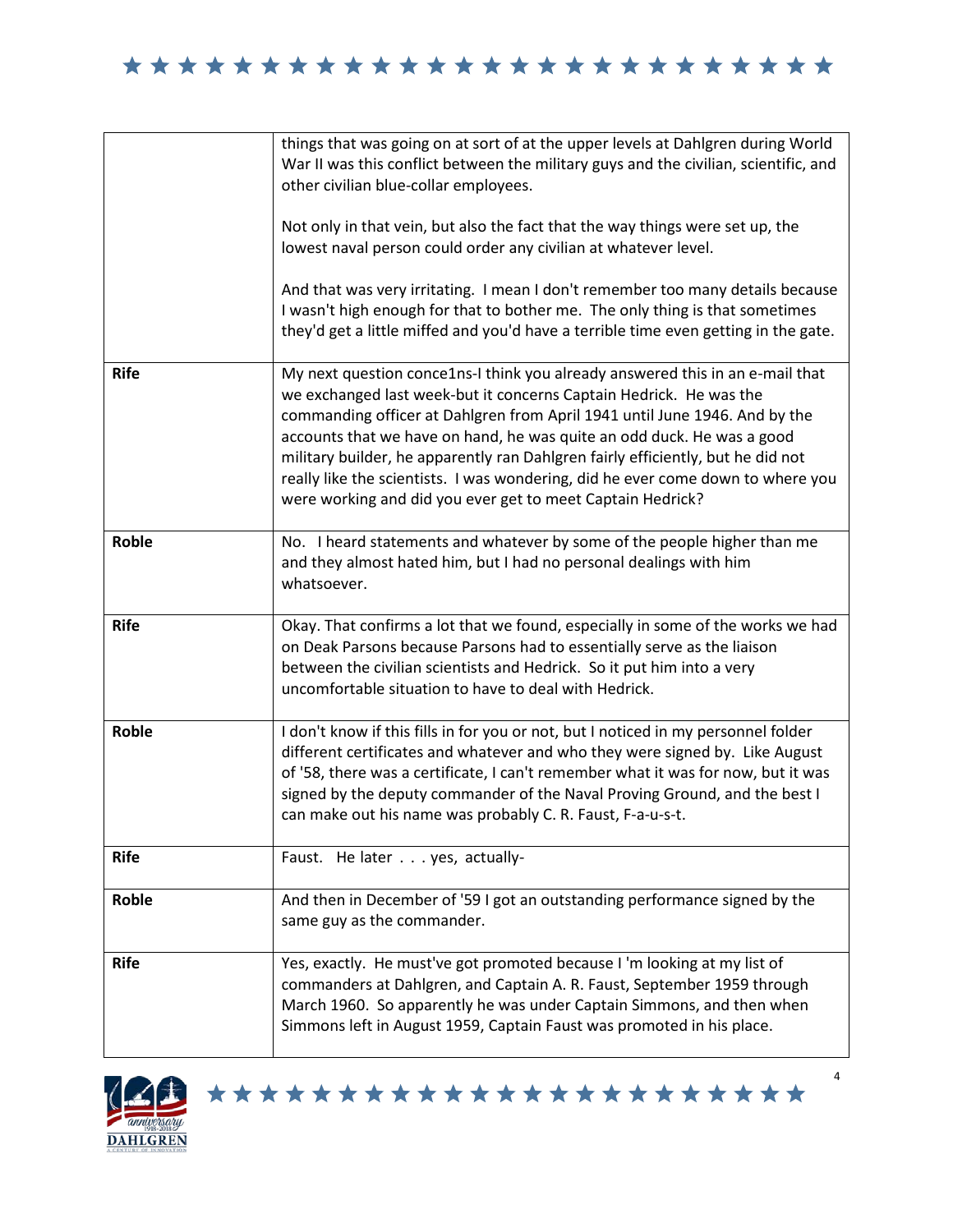| | |
|---|---|
| | things that was going on at sort of at the upper levels at Dahlgren during World War II was this conflict between the military guys and the civilian, scientific, and other civilian blue-collar employees.<br><br>Not only in that vein, but also the fact that the way things were set up, the lowest naval person could order any civilian at whatever level.<br><br>And that was very irritating. I mean I don't remember too many details because I wasn't high enough for that to bother me. The only thing is that sometimes they'd get a little miffed and you'd have a terrible time even getting in the gate. |
| **Rife** | My next question conce1ns-I think you already answered this in an e-mail that we exchanged last week-but it concerns Captain Hedrick. He was the commanding officer at Dahlgren from April 1941 until June 1946. And by the accounts that we have on hand, he was quite an odd duck. He was a good military builder, he apparently ran Dahlgren fairly efficiently, but he did not really like the scientists. I was wondering, did he ever come down to where you were working and did you ever get to meet Captain Hedrick? |
| **Roble** | No. I heard statements and whatever by some of the people higher than me and they almost hated him, but I had no personal dealings with him whatsoever. |
| **Rife** | Okay. That confirms a lot that we found, especially in some of the works we had on Deak Parsons because Parsons had to essentially serve as the liaison between the civilian scientists and Hedrick. So it put him into a very uncomfortable situation to have to deal with Hedrick. |
| **Roble** | I don't know if this fills in for you or not, but I noticed in my personnel folder different certificates and whatever and who they were signed by. Like August of '58, there was a certificate, I can't remember what it was for now, but it was signed by the deputy commander of the Naval Proving Ground, and the best I can make out his name was probably C. R. Faust, F-a-u-s-t. |
| **Rife** | Faust. He later . . . yes, actually- |
| **Roble** | And then in December of '59 I got an outstanding performance signed by the same guy as the commander. |
| **Rife** | Yes, exactly. He must've got promoted because I 'm looking at my list of commanders at Dahlgren, and Captain A. R. Faust, September 1959 through March 1960. So apparently he was under Captain Simmons, and then when Simmons left in August 1959, Captain Faust was promoted in his place. |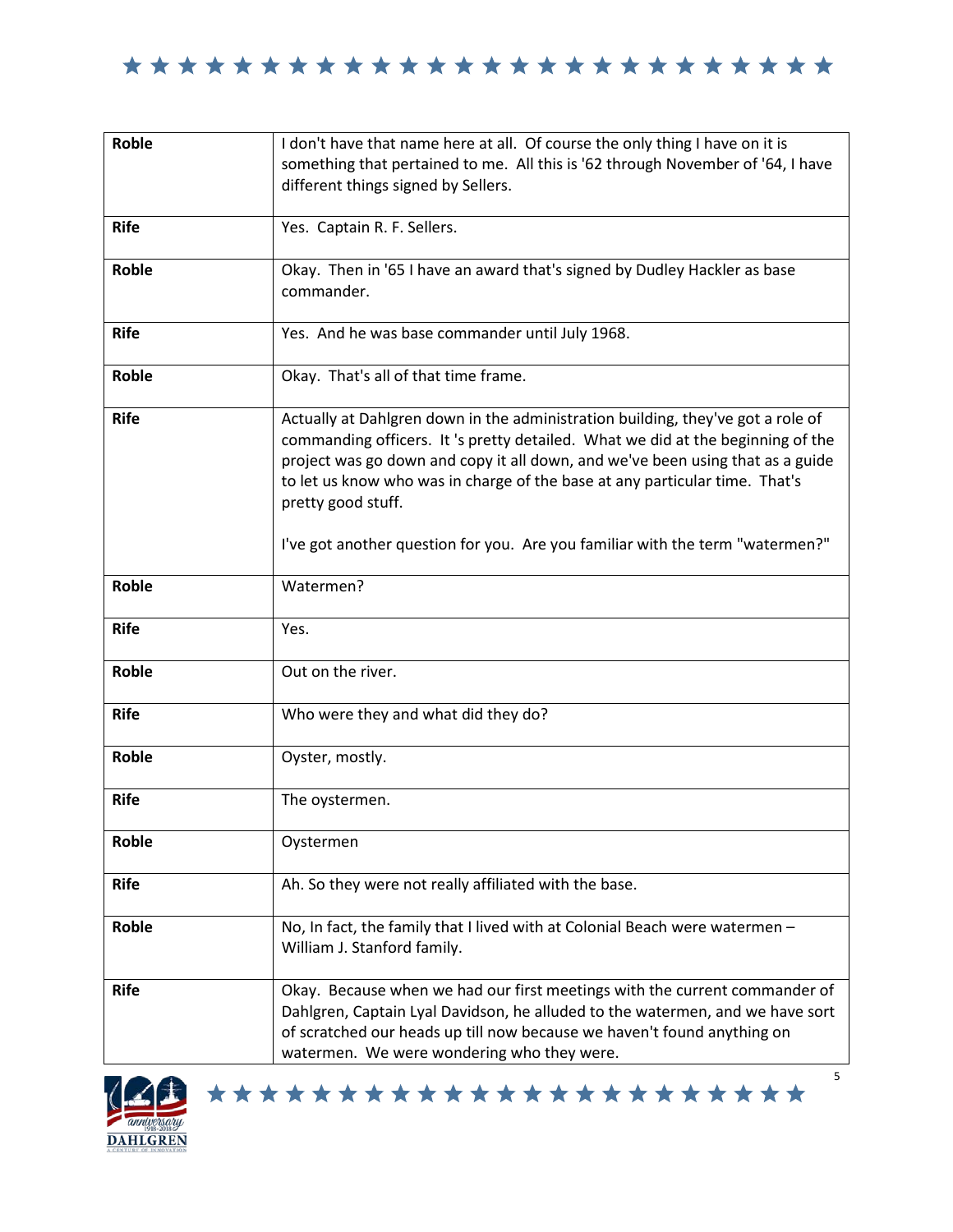| | |
|---|---|
| **Roble** | I don't have that name here at all. Of course the only thing I have on it is something that pertained to me. All this is '62 through November of '64, I have different things signed by Sellers. |
| **Rife** | Yes. Captain R. F. Sellers. |
| **Roble** | Okay. Then in '65 I have an award that's signed by Dudley Hackler as base commander. |
| **Rife** | Yes. And he was base commander until July 1968. |
| **Roble** | Okay. That's all of that time frame. |
| **Rife** | Actually at Dahlgren down in the administration building, they've got a role of commanding officers. It 's pretty detailed. What we did at the beginning of the project was go down and copy it all down, and we've been using that as a guide to let us know who was in charge of the base at any particular time. That's pretty good stuff.<br><br>I've got another question for you. Are you familiar with the term "watermen?" |
| **Roble** | Watermen? |
| **Rife** | Yes. |
| **Roble** | Out on the river. |
| **Rife** | Who were they and what did they do? |
| **Roble** | Oyster, mostly. |
| **Rife** | The oystermen. |
| **Roble** | Oystermen |
| **Rife** | Ah. So they were not really affiliated with the base. |
| **Roble** | No, In fact, the family that I lived with at Colonial Beach were watermen – William J. Stanford family. |
| **Rife** | Okay. Because when we had our first meetings with the current commander of Dahlgren, Captain Lyal Davidson, he alluded to the watermen, and we have sort of scratched our heads up till now because we haven't found anything on watermen. We were wondering who they were. |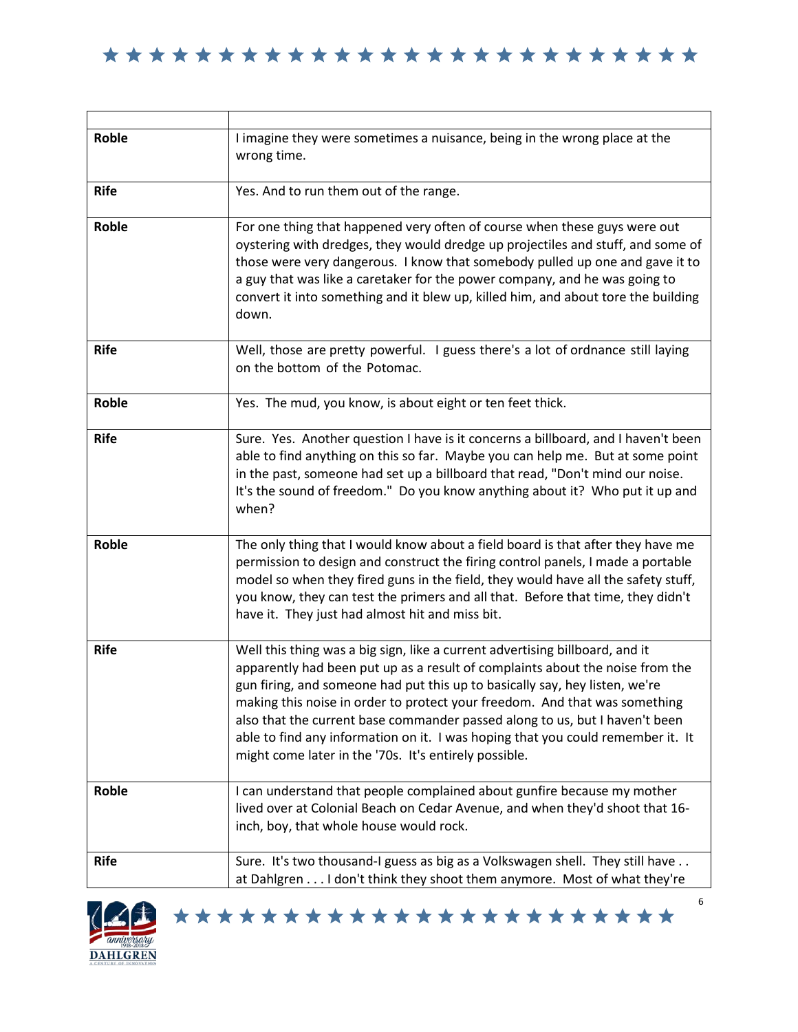| | |
|---|---|
| **Roble** | I imagine they were sometimes a nuisance, being in the wrong place at the wrong time. |
| **Rife** | Yes. And to run them out of the range. |
| **Roble** | For one thing that happened very often of course when these guys were out oystering with dredges, they would dredge up projectiles and stuff, and some of those were very dangerous. I know that somebody pulled up one and gave it to a guy that was like a caretaker for the power company, and he was going to convert it into something and it blew up, killed him, and about tore the building down. |
| **Rife** | Well, those are pretty powerful. I guess there's a lot of ordnance still laying on the bottom of the Potomac. |
| **Roble** | Yes. The mud, you know, is about eight or ten feet thick. |
| **Rife** | Sure. Yes. Another question I have is it concerns a billboard, and I haven't been able to find anything on this so far. Maybe you can help me. But at some point in the past, someone had set up a billboard that read, "Don't mind our noise. It's the sound of freedom." Do you know anything about it? Who put it up and when? |
| **Roble** | The only thing that I would know about a field board is that after they have me permission to design and construct the firing control panels, I made a portable model so when they fired guns in the field, they would have all the safety stuff, you know, they can test the primers and all that. Before that time, they didn't have it. They just had almost hit and miss bit. |
| **Rife** | Well this thing was a big sign, like a current advertising billboard, and it apparently had been put up as a result of complaints about the noise from the gun firing, and someone had put this up to basically say, hey listen, we're making this noise in order to protect your freedom. And that was something also that the current base commander passed along to us, but I haven't been able to find any information on it. I was hoping that you could remember it. It might come later in the '70s. It's entirely possible. |
| **Roble** | I can understand that people complained about gunfire because my mother lived over at Colonial Beach on Cedar Avenue, and when they'd shoot that 16-inch, boy, that whole house would rock. |
| **Rife** | Sure. It's two thousand-I guess as big as a Volkswagen shell. They still have . . at Dahlgren . . . I don't think they shoot them anymore. Most of what they're |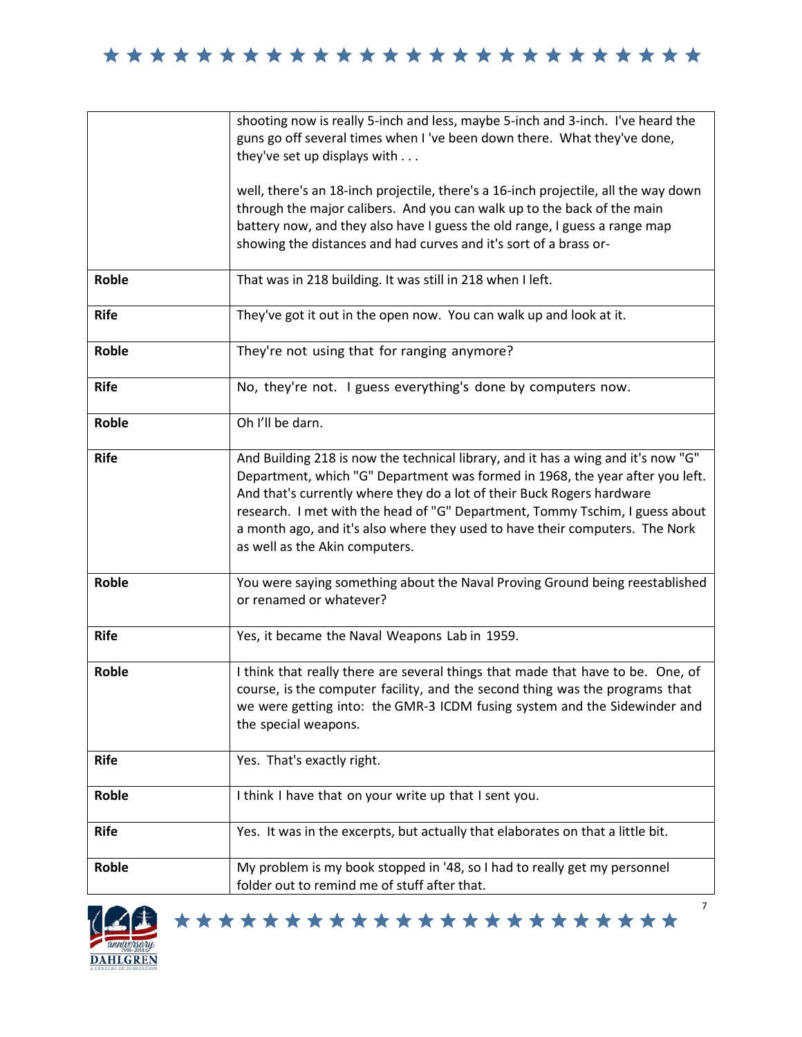| | |
|---|---|
| | shooting now is really 5-inch and less, maybe 5-inch and 3-inch. I've heard the guns go off several times when I 've been down there. What they've done, they've set up displays with . . .<br><br>well, there's an 18-inch projectile, there's a 16-inch projectile, all the way down through the major calibers. And you can walk up to the back of the main battery now, and they also have I guess the old range, I guess a range map showing the distances and had curves and it's sort of a brass or- |
| **Roble** | That was in 218 building. It was still in 218 when I left. |
| **Rife** | They've got it out in the open now. You can walk up and look at it. |
| **Roble** | They're not using that for ranging anymore? |
| **Rife** | No, they're not. I guess everything's done by computers now. |
| **Roble** | Oh I'll be darn. |
| **Rife** | And Building 218 is now the technical library, and it has a wing and it's now "G" Department, which "G" Department was formed in 1968, the year after you left. And that's currently where they do a lot of their Buck Rogers hardware research. I met with the head of "G" Department, Tommy Tschim, I guess about a month ago, and it's also where they used to have their computers. The Nork as well as the Akin computers. |
| **Roble** | You were saying something about the Naval Proving Ground being reestablished or renamed or whatever? |
| **Rife** | Yes, it became the Naval Weapons Lab in 1959. |
| **Roble** | I think that really there are several things that made that have to be. One, of course, is the computer facility, and the second thing was the programs that we were getting into: the GMR-3 ICDM fusing system and the Sidewinder and the special weapons. |
| **Rife** | Yes. That's exactly right. |
| **Roble** | I think I have that on your write up that I sent you. |
| **Rife** | Yes. It was in the excerpts, but actually that elaborates on that a little bit. |
| **Roble** | My problem is my book stopped in '48, so I had to really get my personnel folder out to remind me of stuff after that. |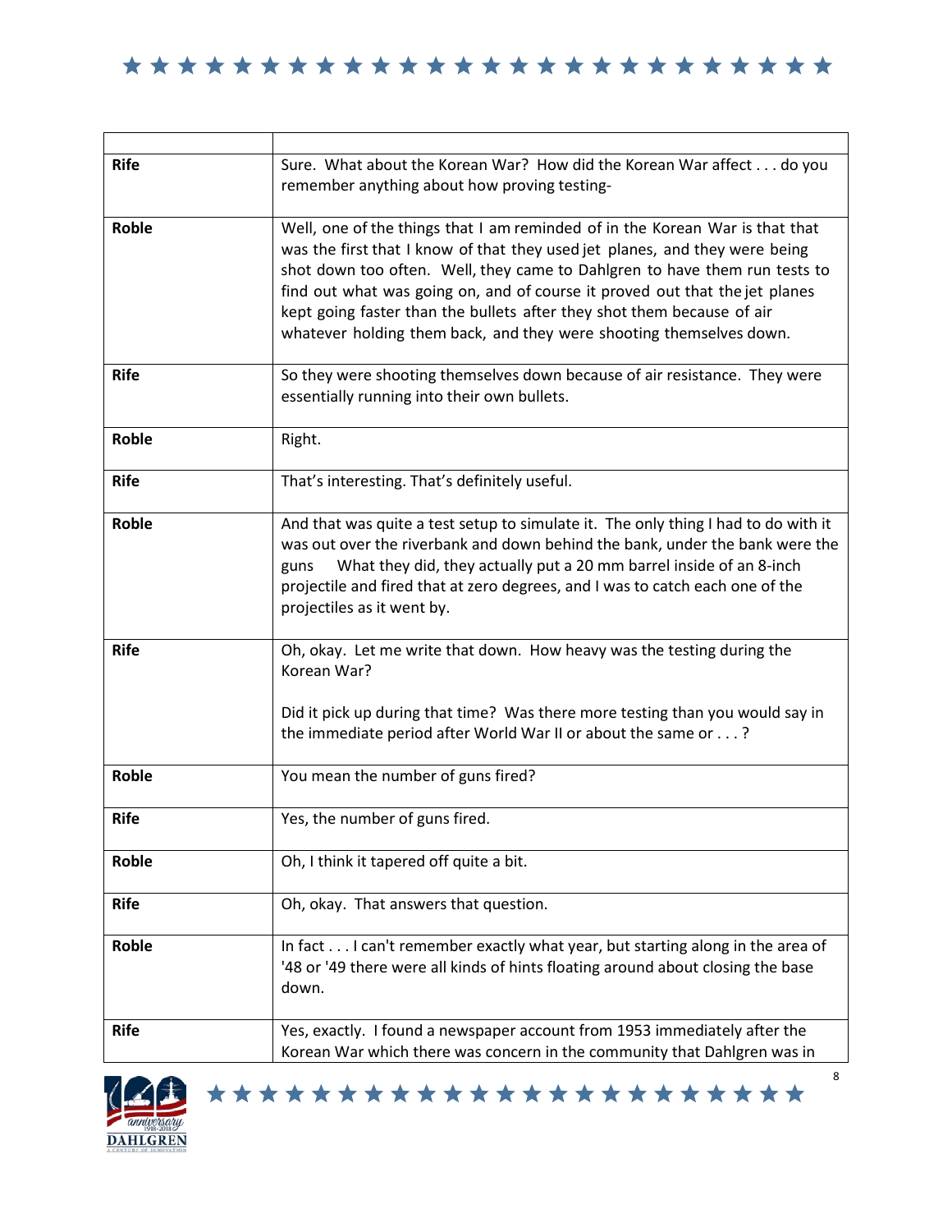| | |
|---|---|
| **Rife** | Sure. What about the Korean War? How did the Korean War affect . . . do you remember anything about how proving testing- |
| **Roble** | Well, one of the things that I am reminded of in the Korean War is that that was the first that I know of that they used jet planes, and they were being shot down too often. Well, they came to Dahlgren to have them run tests to find out what was going on, and of course it proved out that the jet planes kept going faster than the bullets after they shot them because of air whatever holding them back, and they were shooting themselves down. |
| **Rife** | So they were shooting themselves down because of air resistance. They were essentially running into their own bullets. |
| **Roble** | Right. |
| **Rife** | That's interesting. That's definitely useful. |
| **Roble** | And that was quite a test setup to simulate it. The only thing I had to do with it was out over the riverbank and down behind the bank, under the bank were the guns What they did, they actually put a 20 mm barrel inside of an 8-inch projectile and fired that at zero degrees, and I was to catch each one of the projectiles as it went by. |
| **Rife** | Oh, okay. Let me write that down. How heavy was the testing during the Korean War?<br><br>Did it pick up during that time? Was there more testing than you would say in the immediate period after World War II or about the same or . . . ? |
| **Roble** | You mean the number of guns fired? |
| **Rife** | Yes, the number of guns fired. |
| **Roble** | Oh, I think it tapered off quite a bit. |
| **Rife** | Oh, okay. That answers that question. |
| **Roble** | In fact . . . I can't remember exactly what year, but starting along in the area of '48 or '49 there were all kinds of hints floating around about closing the base down. |
| **Rife** | Yes, exactly. I found a newspaper account from 1953 immediately after the Korean War which there was concern in the community that Dahlgren was in |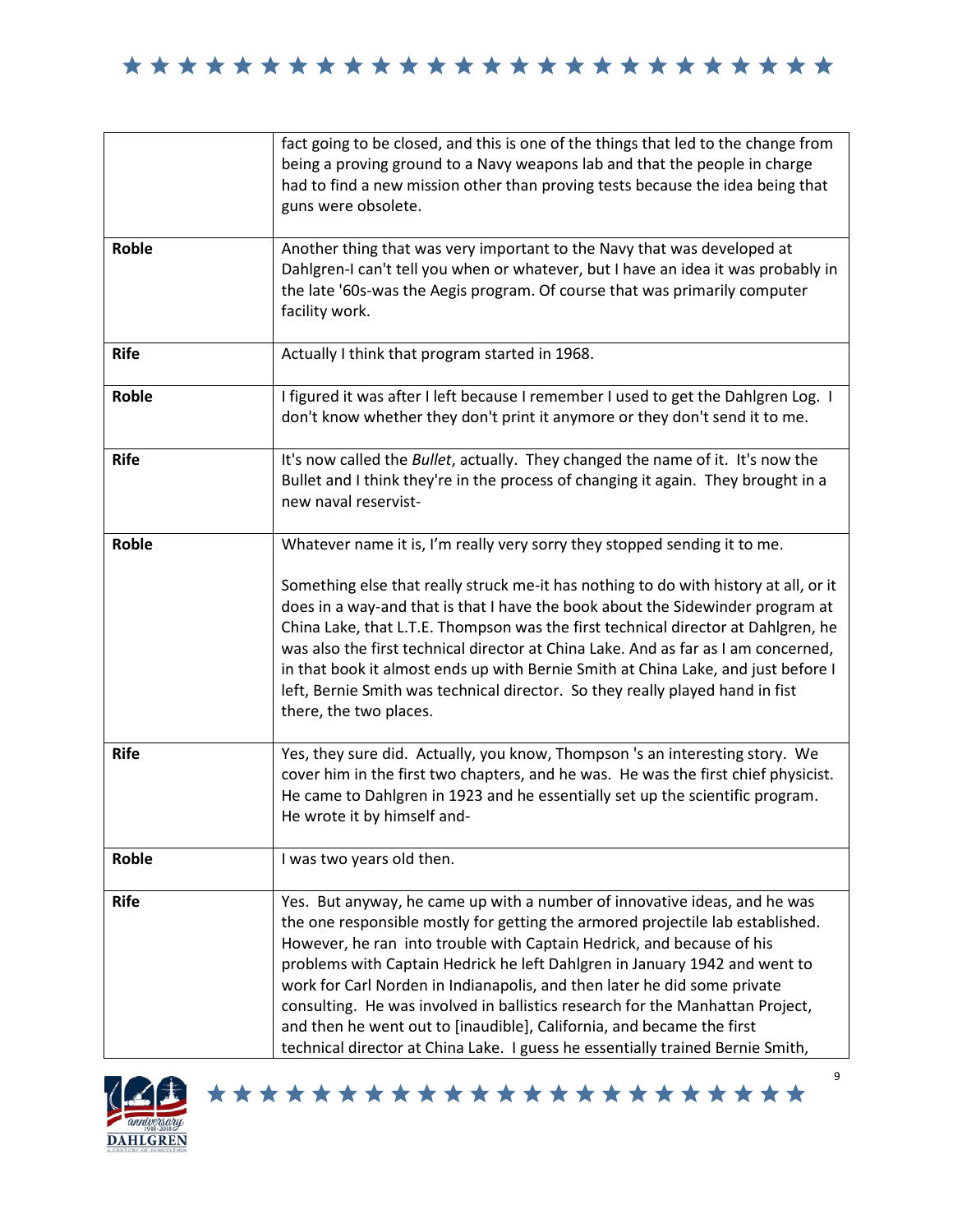| | |
|---|---|
| | fact going to be closed, and this is one of the things that led to the change from being a proving ground to a Navy weapons lab and that the people in charge had to find a new mission other than proving tests because the idea being that guns were obsolete. |
| **Roble** | Another thing that was very important to the Navy that was developed at Dahlgren-I can't tell you when or whatever, but I have an idea it was probably in the late '60s-was the Aegis program. Of course that was primarily computer facility work. |
| **Rife** | Actually I think that program started in 1968. |
| **Roble** | I figured it was after I left because I remember I used to get the Dahlgren Log. I don't know whether they don't print it anymore or they don't send it to me. |
| **Rife** | It's now called the *Bullet*, actually. They changed the name of it. It's now the Bullet and I think they're in the process of changing it again. They brought in a new naval reservist- |
| **Roble** | Whatever name it is, I'm really very sorry they stopped sending it to me.<br><br>Something else that really struck me-it has nothing to do with history at all, or it does in a way-and that is that I have the book about the Sidewinder program at China Lake, that L.T.E. Thompson was the first technical director at Dahlgren, he was also the first technical director at China Lake. And as far as I am concerned, in that book it almost ends up with Bernie Smith at China Lake, and just before I left, Bernie Smith was technical director. So they really played hand in fist there, the two places. |
| **Rife** | Yes, they sure did. Actually, you know, Thompson 's an interesting story. We cover him in the first two chapters, and he was. He was the first chief physicist. He came to Dahlgren in 1923 and he essentially set up the scientific program. He wrote it by himself and- |
| **Roble** | I was two years old then. |
| **Rife** | Yes. But anyway, he came up with a number of innovative ideas, and he was the one responsible mostly for getting the armored projectile lab established. However, he ran into trouble with Captain Hedrick, and because of his problems with Captain Hedrick he left Dahlgren in January 1942 and went to work for Carl Norden in Indianapolis, and then later he did some private consulting. He was involved in ballistics research for the Manhattan Project, and then he went out to [inaudible], California, and became the first technical director at China Lake. I guess he essentially trained Bernie Smith, |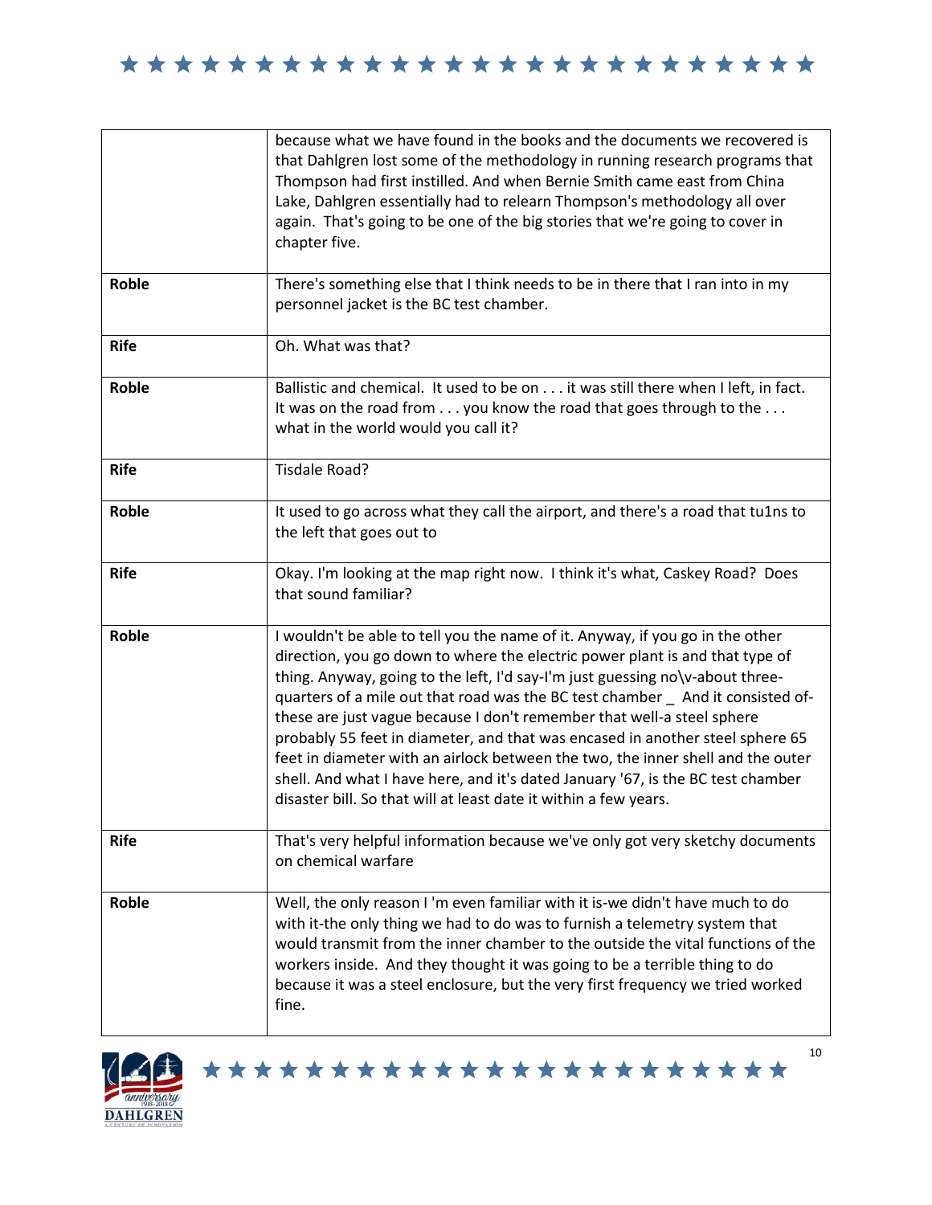| | |
|---|---|
| | because what we have found in the books and the documents we recovered is that Dahlgren lost some of the methodology in running research programs that Thompson had first instilled. And when Bernie Smith came east from China Lake, Dahlgren essentially had to relearn Thompson's methodology all over again. That's going to be one of the big stories that we're going to cover in chapter five. |
| **Roble** | There's something else that I think needs to be in there that I ran into in my personnel jacket is the BC test chamber. |
| **Rife** | Oh. What was that? |
| **Roble** | Ballistic and chemical. It used to be on . . . it was still there when I left, in fact. It was on the road from . . . you know the road that goes through to the . . . what in the world would you call it? |
| **Rife** | Tisdale Road? |
| **Roble** | It used to go across what they call the airport, and there's a road that tu1ns to the left that goes out to |
| **Rife** | Okay. I'm looking at the map right now. I think it's what, Caskey Road? Does that sound familiar? |
| **Roble** | I wouldn't be able to tell you the name of it. Anyway, if you go in the other direction, you go down to where the electric power plant is and that type of thing. Anyway, going to the left, I'd say-I'm just guessing no\v-about three-quarters of a mile out that road was the BC test chamber _ And it consisted of-these are just vague because I don't remember that well-a steel sphere probably 55 feet in diameter, and that was encased in another steel sphere 65 feet in diameter with an airlock between the two, the inner shell and the outer shell. And what I have here, and it's dated January '67, is the BC test chamber disaster bill. So that will at least date it within a few years. |
| **Rife** | That's very helpful information because we've only got very sketchy documents on chemical warfare |
| **Roble** | Well, the only reason I 'm even familiar with it is-we didn't have much to do with it-the only thing we had to do was to furnish a telemetry system that would transmit from the inner chamber to the outside the vital functions of the workers inside. And they thought it was going to be a terrible thing to do because it was a steel enclosure, but the very first frequency we tried worked fine. |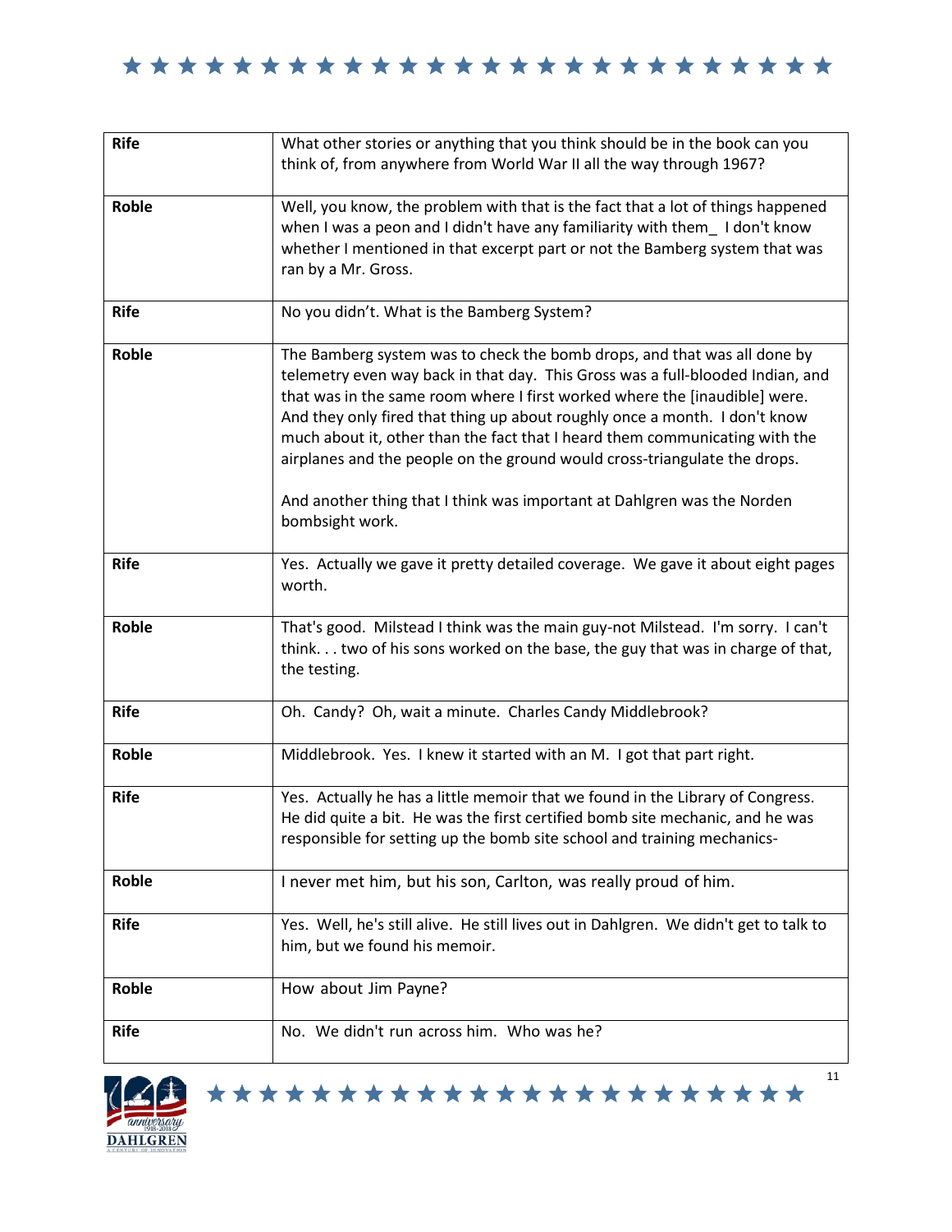| Rife | What other stories or anything that you think should be in the book can you think of, from anywhere from World War II all the way through 1967? |
|---|---|
| Roble | Well, you know, the problem with that is the fact that a lot of things happened when I was a peon and I didn't have any familiarity with them_ I don't know whether I mentioned in that excerpt part or not the Bamberg system that was ran by a Mr. Gross. |
| Rife | No you didn't. What is the Bamberg System? |
| Roble | The Bamberg system was to check the bomb drops, and that was all done by telemetry even way back in that day. This Gross was a full-blooded Indian, and that was in the same room where I first worked where the [inaudible] were. And they only fired that thing up about roughly once a month. I don't know much about it, other than the fact that I heard them communicating with the airplanes and the people on the ground would cross-triangulate the drops.<br><br>And another thing that I think was important at Dahlgren was the Norden bombsight work. |
| Rife | Yes. Actually we gave it pretty detailed coverage. We gave it about eight pages worth. |
| Roble | That's good. Milstead I think was the main guy-not Milstead. I'm sorry. I can't think. . . two of his sons worked on the base, the guy that was in charge of that, the testing. |
| Rife | Oh. Candy? Oh, wait a minute. Charles Candy Middlebrook? |
| Roble | Middlebrook. Yes. I knew it started with an M. I got that part right. |
| Rife | Yes. Actually he has a little memoir that we found in the Library of Congress. He did quite a bit. He was the first certified bomb site mechanic, and he was responsible for setting up the bomb site school and training mechanics- |
| Roble | I never met him, but his son, Carlton, was really proud of him. |
| Rife | Yes. Well, he's still alive. He still lives out in Dahlgren. We didn't get to talk to him, but we found his memoir. |
| Roble | How about Jim Payne? |
| Rife | No. We didn't run across him. Who was he? |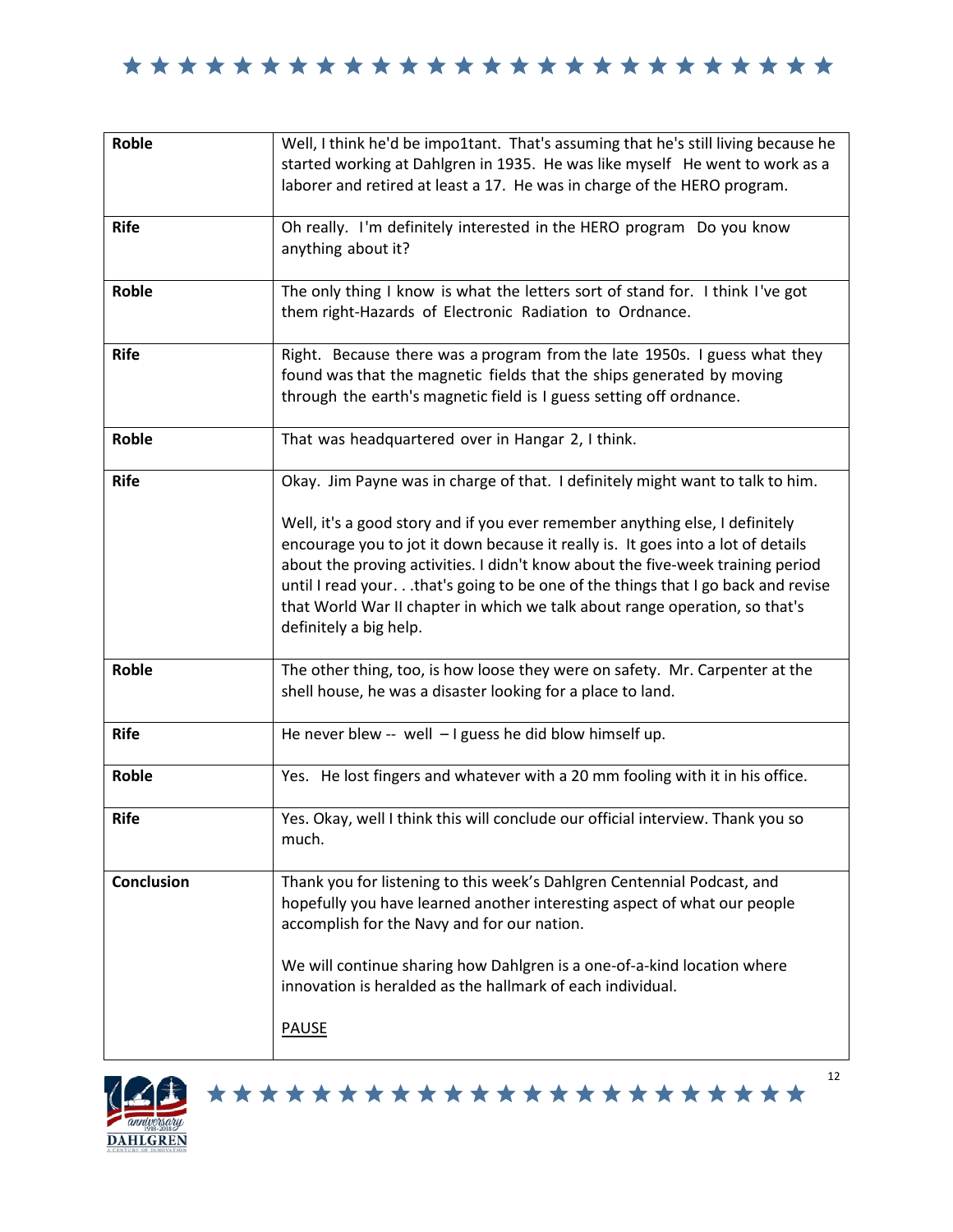| | |
|---|---|
| **Roble** | Well, I think he'd be impo1tant. That's assuming that he's still living because he started working at Dahlgren in 1935. He was like myself He went to work as a laborer and retired at least a 17. He was in charge of the HERO program. |
| **Rife** | Oh really. I'm definitely interested in the HERO program Do you know anything about it? |
| **Roble** | The only thing I know is what the letters sort of stand for. I think I've got them right-Hazards of Electronic Radiation to Ordnance. |
| **Rife** | Right. Because there was a program from the late 1950s. I guess what they found was that the magnetic fields that the ships generated by moving through the earth's magnetic field is I guess setting off ordnance. |
| **Roble** | That was headquartered over in Hangar 2, I think. |
| **Rife** | Okay. Jim Payne was in charge of that. I definitely might want to talk to him.<br><br>Well, it's a good story and if you ever remember anything else, I definitely encourage you to jot it down because it really is. It goes into a lot of details about the proving activities. I didn't know about the five-week training period until I read your. . .that's going to be one of the things that I go back and revise that World War II chapter in which we talk about range operation, so that's definitely a big help. |
| **Roble** | The other thing, too, is how loose they were on safety. Mr. Carpenter at the shell house, he was a disaster looking for a place to land. |
| **Rife** | He never blew -- well – I guess he did blow himself up. |
| **Roble** | Yes. He lost fingers and whatever with a 20 mm fooling with it in his office. |
| **Rife** | Yes. Okay, well I think this will conclude our official interview. Thank you so much. |
| **Conclusion** | Thank you for listening to this week's Dahlgren Centennial Podcast, and hopefully you have learned another interesting aspect of what our people accomplish for the Navy and for our nation.<br><br>We will continue sharing how Dahlgren is a one-of-a-kind location where innovation is heralded as the hallmark of each individual.<br><br><u>PAUSE</u> |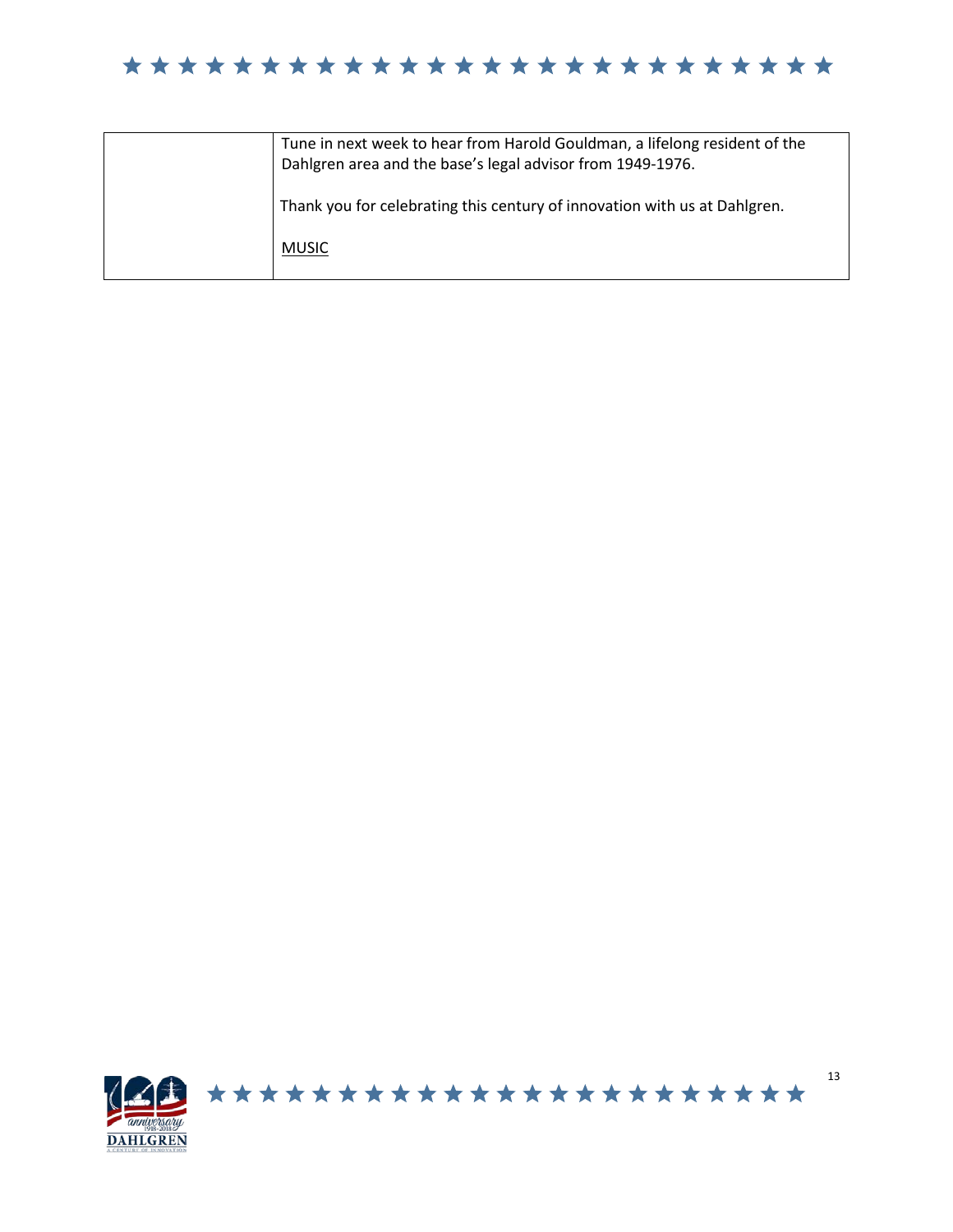| | |
|---|---|
| | Tune in next week to hear from Harold Gouldman, a lifelong resident of the Dahlgren area and the base's legal advisor from 1949-1976.<br><br>Thank you for celebrating this century of innovation with us at Dahlgren.<br><br><u>MUSIC</u> |